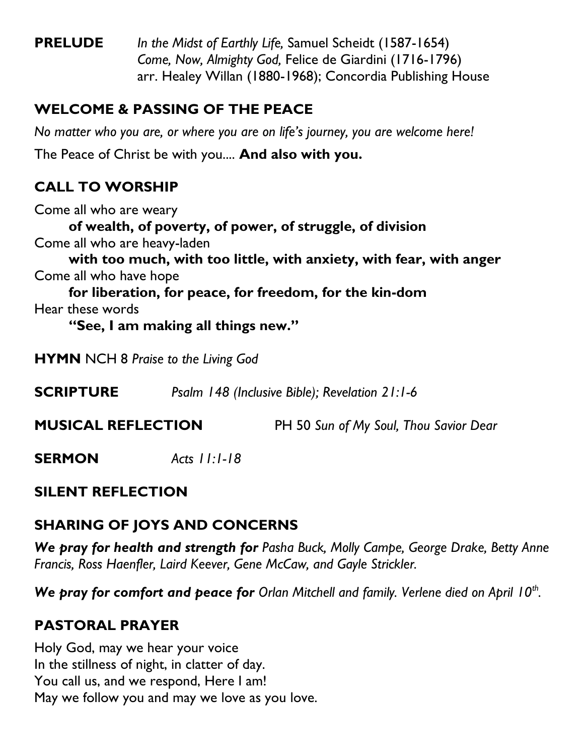**PRELUDE** *In the Midst of Earthly Life,* Samuel Scheidt (1587-1654)
*Come, Now, Almighty God,* Felice de Giardini (1716-1796)
arr. Healey Willan (1880-1968); Concordia Publishing House

## WELCOME & PASSING OF THE PEACE

*No matter who you are, or where you are on life's journey, you are welcome here!*

The Peace of Christ be with you.... **And also with you.**

## CALL TO WORSHIP

Come all who are weary
**of wealth, of poverty, of power, of struggle, of division**
Come all who are heavy-laden
**with too much, with too little, with anxiety, with fear, with anger**
Come all who have hope
**for liberation, for peace, for freedom, for the kin-dom**
Hear these words
**"See, I am making all things new."**

**HYMN** NCH 8 *Praise to the Living God*

**SCRIPTURE** *Psalm 148 (Inclusive Bible); Revelation 21:1-6*

**MUSICAL REFLECTION** PH 50 *Sun of My Soul, Thou Savior Dear*

**SERMON** *Acts 11:1-18*

## SILENT REFLECTION

## SHARING OF JOYS AND CONCERNS

***We pray for health and strength for** Pasha Buck, Molly Campe, George Drake, Betty Anne Francis, Ross Haenfler, Laird Keever, Gene McCaw, and Gayle Strickler.*

***We pray for comfort and peace for** Orlan Mitchell and family. Verlene died on April 10th.*

## PASTORAL PRAYER

Holy God, may we hear your voice
In the stillness of night, in clatter of day.
You call us, and we respond, Here I am!
May we follow you and may we love as you love.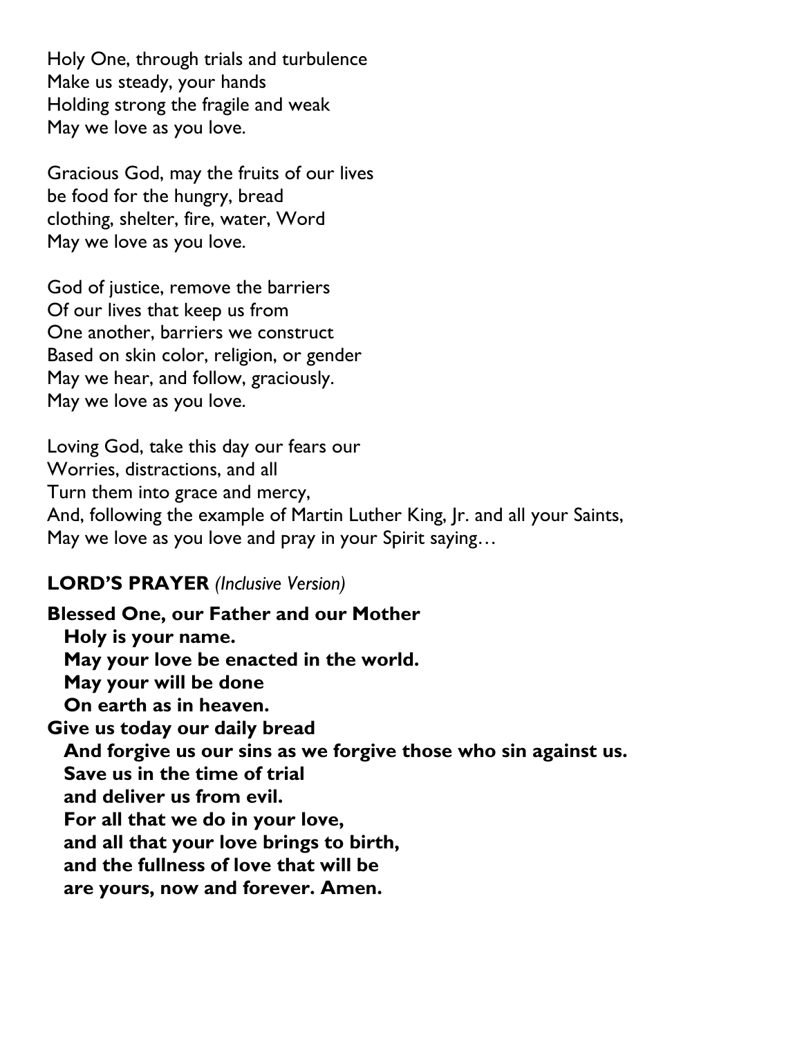Holy One, through trials and turbulence
Make us steady, your hands
Holding strong the fragile and weak
May we love as you love.

Gracious God, may the fruits of our lives
be food for the hungry, bread
clothing, shelter, fire, water, Word
May we love as you love.

God of justice, remove the barriers
Of our lives that keep us from
One another, barriers we construct
Based on skin color, religion, or gender
May we hear, and follow, graciously.
May we love as you love.

Loving God, take this day our fears our
Worries, distractions, and all
Turn them into grace and mercy,
And, following the example of Martin Luther King, Jr. and all your Saints,
May we love as you love and pray in your Spirit saying…

**LORD'S PRAYER** *(Inclusive Version)*

**Blessed One, our Father and our Mother**
**Holy is your name.**
**May your love be enacted in the world.**
**May your will be done**
**On earth as in heaven.**
**Give us today our daily bread**
**And forgive us our sins as we forgive those who sin against us.**
**Save us in the time of trial**
**and deliver us from evil.**
**For all that we do in your love,**
**and all that your love brings to birth,**
**and the fullness of love that will be**
**are yours, now and forever. Amen.**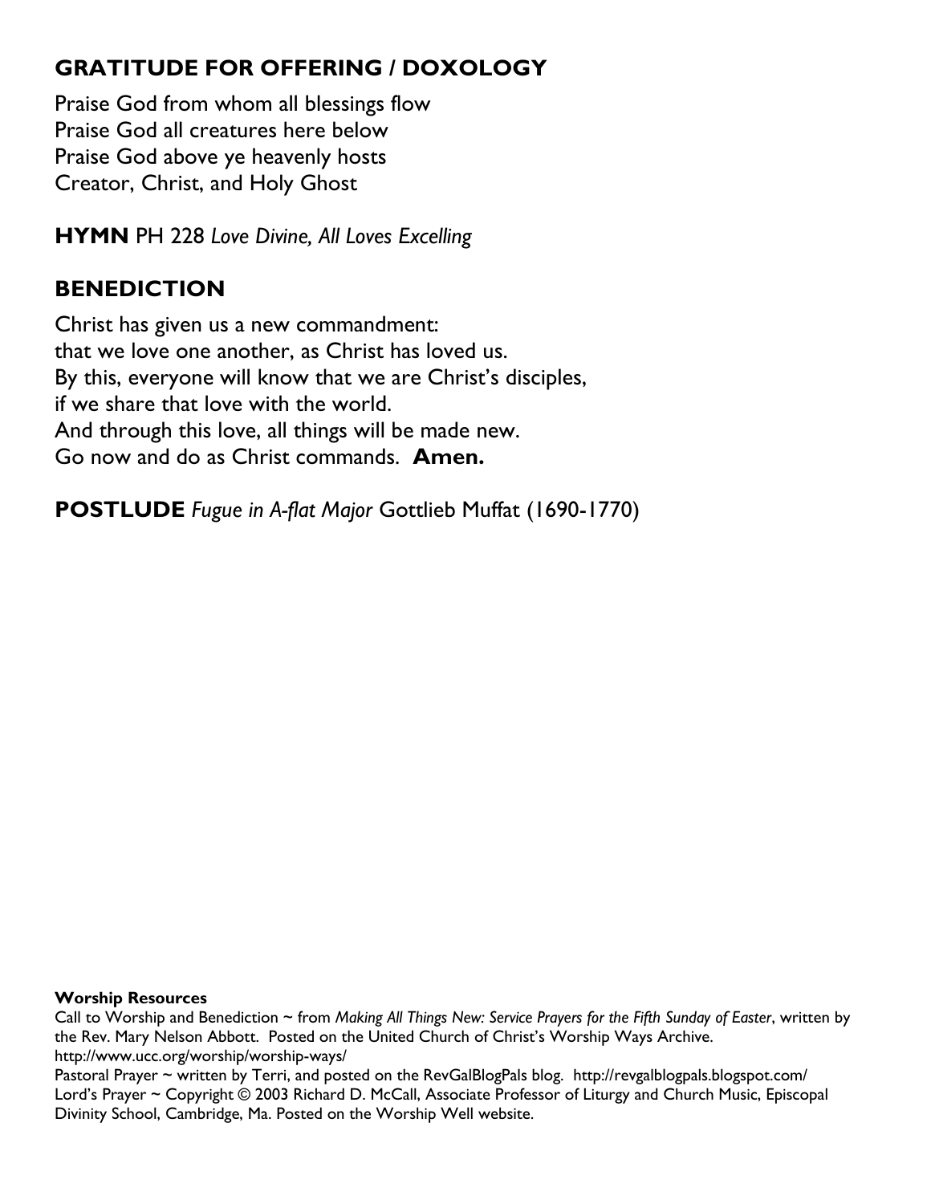## GRATITUDE FOR OFFERING / DOXOLOGY

Praise God from whom all blessings flow
Praise God all creatures here below
Praise God above ye heavenly hosts
Creator, Christ, and Holy Ghost

**HYMN** PH 228 *Love Divine, All Loves Excelling*

## BENEDICTION

Christ has given us a new commandment:
that we love one another, as Christ has loved us.
By this, everyone will know that we are Christ's disciples,
if we share that love with the world.
And through this love, all things will be made new.
Go now and do as Christ commands. **Amen.**

**POSTLUDE** *Fugue in A-flat Major* Gottlieb Muffat (1690-1770)

**Worship Resources**

Call to Worship and Benediction ~ from *Making All Things New: Service Prayers for the Fifth Sunday of Easter*, written by the Rev. Mary Nelson Abbott. Posted on the United Church of Christ's Worship Ways Archive. http://www.ucc.org/worship/worship-ways/

Pastoral Prayer ~ written by Terri, and posted on the RevGalBlogPals blog. http://revgalblogpals.blogspot.com/

Lord's Prayer ~ Copyright © 2003 Richard D. McCall, Associate Professor of Liturgy and Church Music, Episcopal Divinity School, Cambridge, Ma. Posted on the Worship Well website.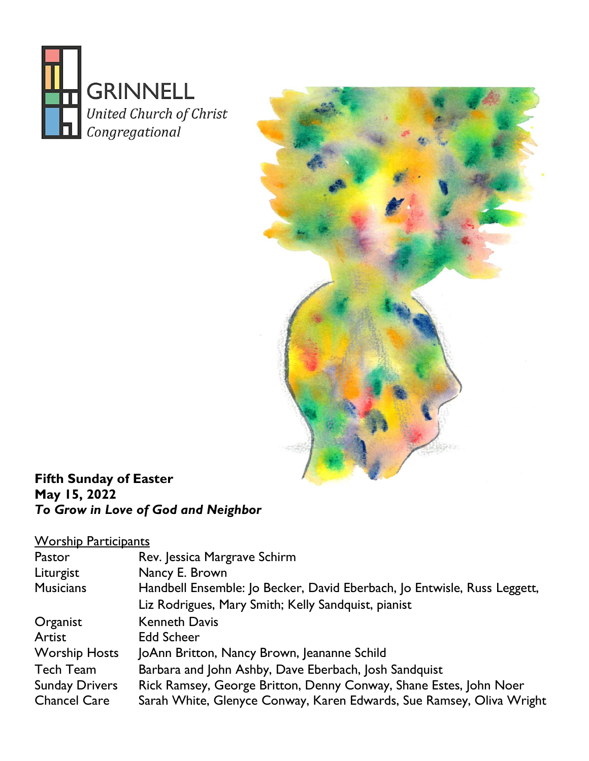GRINNELL

*United Church of Christ*
*Congregational*

**Fifth Sunday of Easter**
**May 15, 2022**
***To Grow in Love of God and Neighbor***

Worship Participants

| | |
|---|---|
| Pastor | Rev. Jessica Margrave Schirm |
| Liturgist | Nancy E. Brown |
| Musicians | Handbell Ensemble: Jo Becker, David Eberbach, Jo Entwisle, Russ Leggett, Liz Rodrigues, Mary Smith; Kelly Sandquist, pianist |
| Organist | Kenneth Davis |
| Artist | Edd Scheer |
| Worship Hosts | JoAnn Britton, Nancy Brown, Jeananne Schild |
| Tech Team | Barbara and John Ashby, Dave Eberbach, Josh Sandquist |
| Sunday Drivers | Rick Ramsey, George Britton, Denny Conway, Shane Estes, John Noer |
| Chancel Care | Sarah White, Glenyce Conway, Karen Edwards, Sue Ramsey, Oliva Wright |